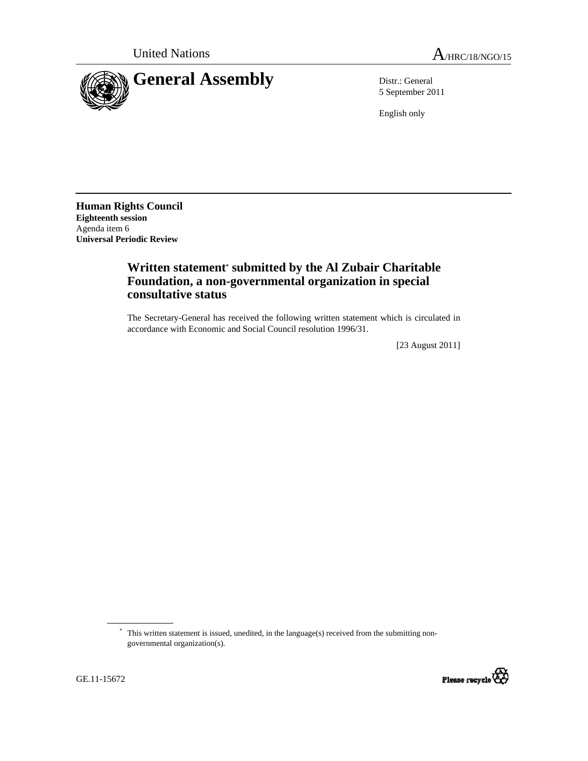United Nations A/HRC/18/NGO/15

# General Assembly

Distr.: General
5 September 2011

English only

**Human Rights Council**
**Eighteenth session**
Agenda item 6
**Universal Periodic Review**

## Written statement* submitted by the Al Zubair Charitable Foundation, a non-governmental organization in special consultative status

The Secretary-General has received the following written statement which is circulated in accordance with Economic and Social Council resolution 1996/31.

[23 August 2011]

* This written statement is issued, unedited, in the language(s) received from the submitting non-governmental organization(s).

GE.11-15672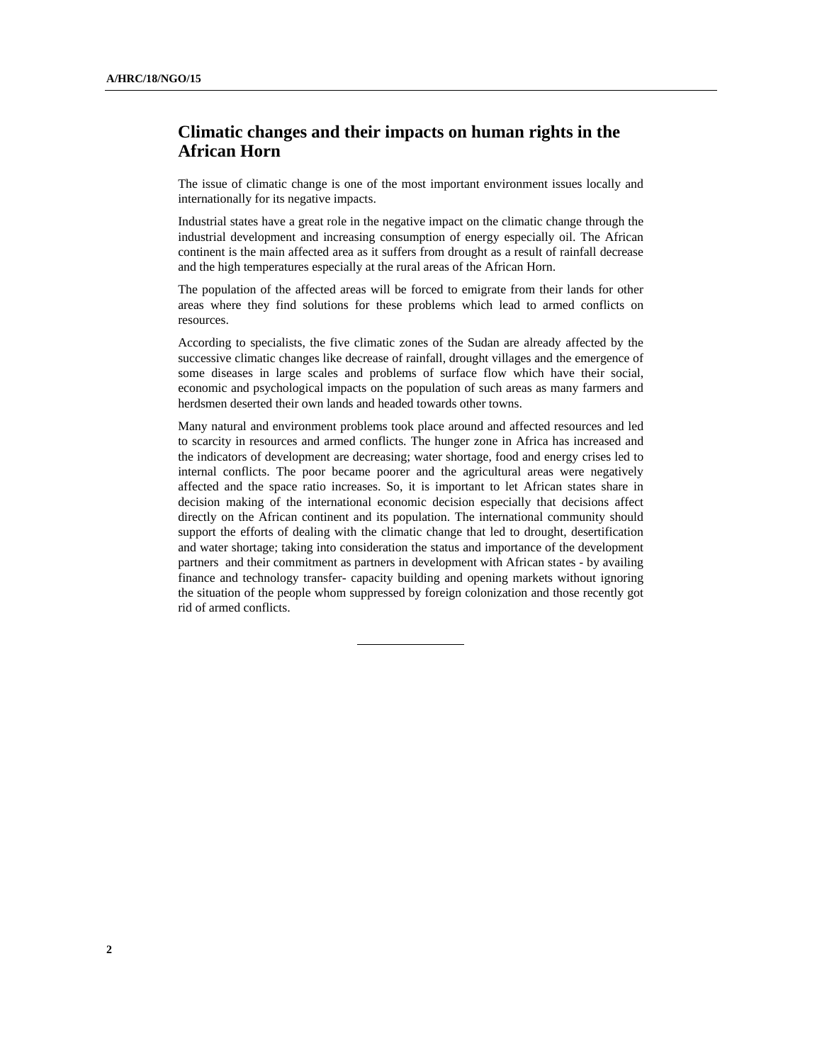# Climatic changes and their impacts on human rights in the African Horn

The issue of climatic change is one of the most important environment issues locally and internationally for its negative impacts.

Industrial states have a great role in the negative impact on the climatic change through the industrial development and increasing consumption of energy especially oil. The African continent is the main affected area as it suffers from drought as a result of rainfall decrease and the high temperatures especially at the rural areas of the African Horn.

The population of the affected areas will be forced to emigrate from their lands for other areas where they find solutions for these problems which lead to armed conflicts on resources.

According to specialists, the five climatic zones of the Sudan are already affected by the successive climatic changes like decrease of rainfall, drought villages and the emergence of some diseases in large scales and problems of surface flow which have their social, economic and psychological impacts on the population of such areas as many farmers and herdsmen deserted their own lands and headed towards other towns.

Many natural and environment problems took place around and affected resources and led to scarcity in resources and armed conflicts. The hunger zone in Africa has increased and the indicators of development are decreasing; water shortage, food and energy crises led to internal conflicts. The poor became poorer and the agricultural areas were negatively affected and the space ratio increases. So, it is important to let African states share in decision making of the international economic decision especially that decisions affect directly on the African continent and its population. The international community should support the efforts of dealing with the climatic change that led to drought, desertification and water shortage; taking into consideration the status and importance of the development partners and their commitment as partners in development with African states - by availing finance and technology transfer- capacity building and opening markets without ignoring the situation of the people whom suppressed by foreign colonization and those recently got rid of armed conflicts.